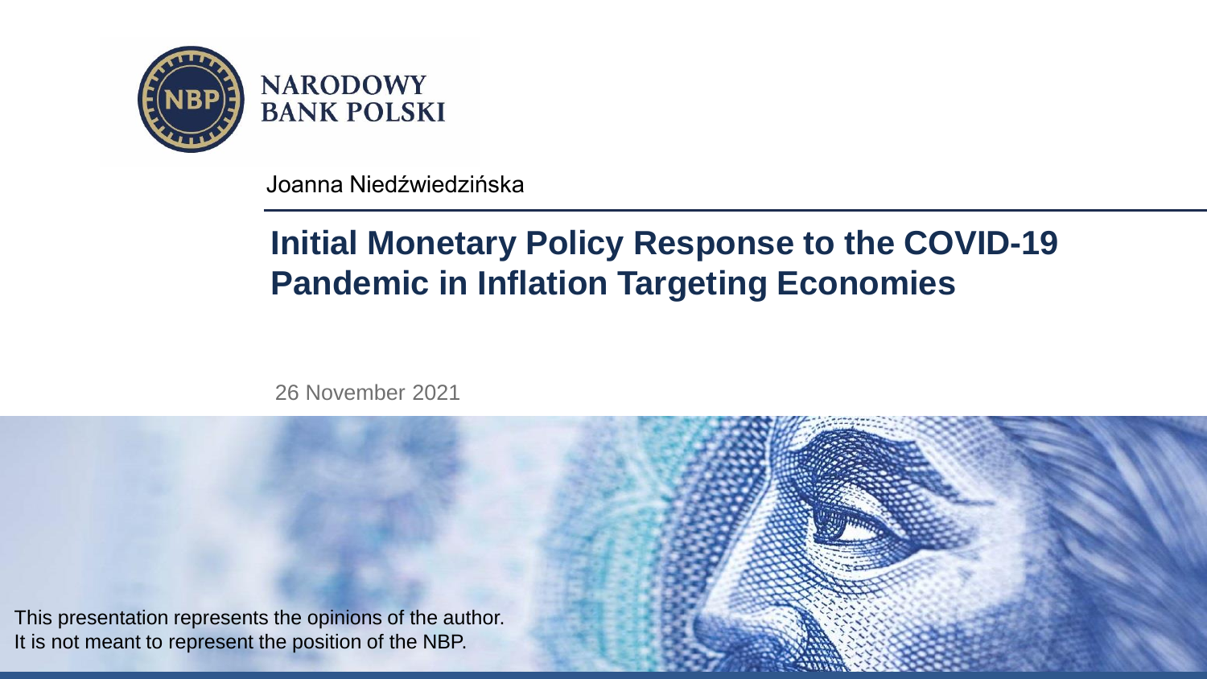NARODOWY BANK POLSKI

Joanna Niedźwiedzińska

# Initial Monetary Policy Response to the COVID-19 Pandemic in Inflation Targeting Economies

26 November 2021

This presentation represents the opinions of the author.
It is not meant to represent the position of the NBP.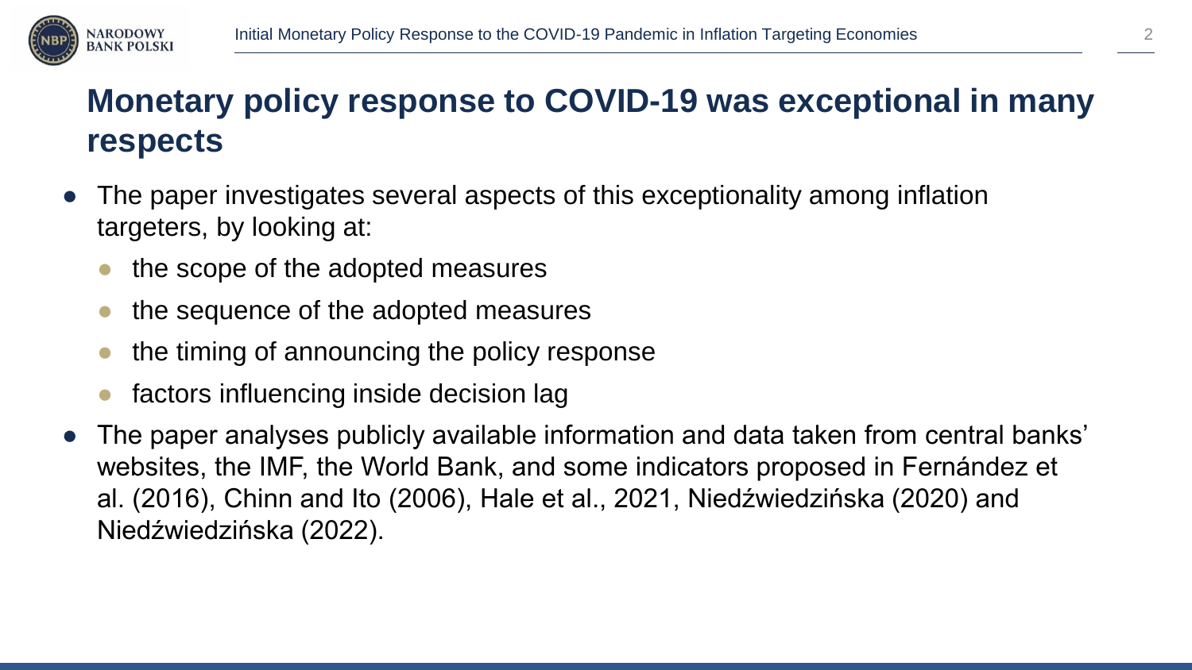## Monetary policy response to COVID-19 was exceptional in many respects

- The paper investigates several aspects of this exceptionality among inflation targeters, by looking at:
  - the scope of the adopted measures
  - the sequence of the adopted measures
  - the timing of announcing the policy response
  - factors influencing inside decision lag
- The paper analyses publicly available information and data taken from central banks' websites, the IMF, the World Bank, and some indicators proposed in Fernández et al. (2016), Chinn and Ito (2006), Hale et al., 2021, Niedźwiedzińska (2020) and Niedźwiedzińska (2022).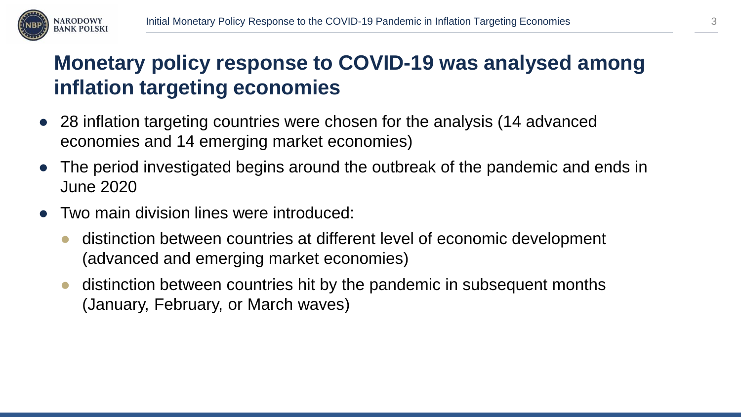## Monetary policy response to COVID-19 was analysed among inflation targeting economies

- 28 inflation targeting countries were chosen for the analysis (14 advanced economies and 14 emerging market economies)
- The period investigated begins around the outbreak of the pandemic and ends in June 2020
- Two main division lines were introduced:
  - distinction between countries at different level of economic development (advanced and emerging market economies)
  - distinction between countries hit by the pandemic in subsequent months (January, February, or March waves)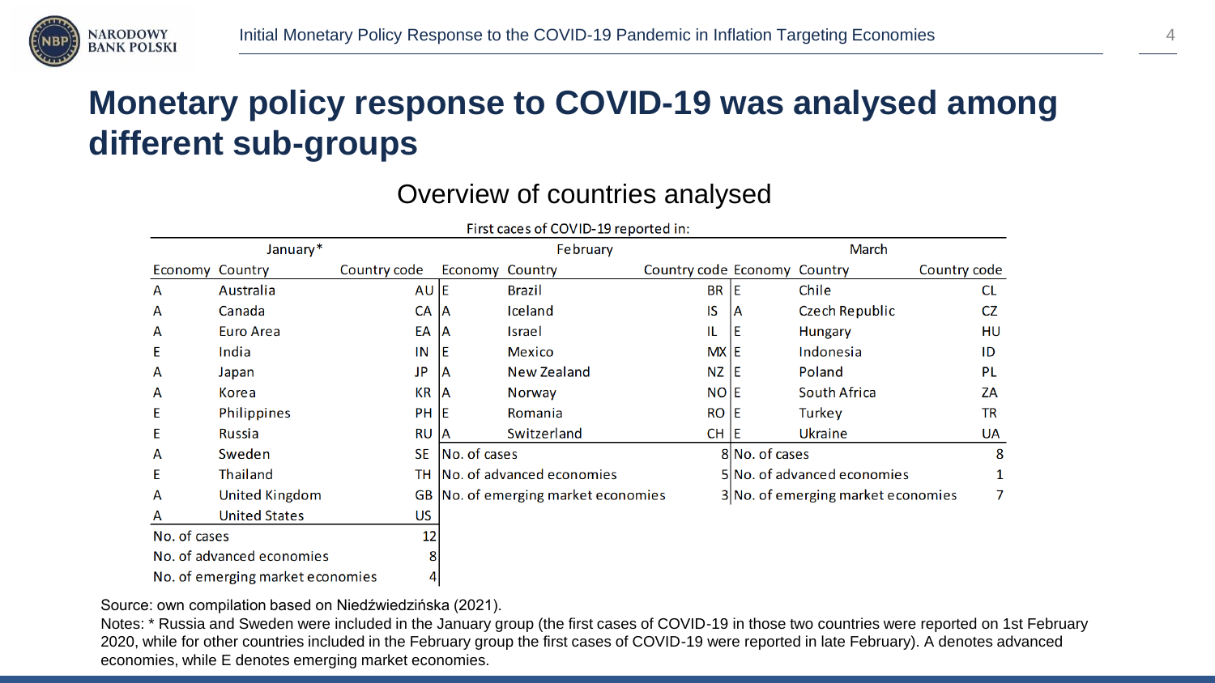# Monetary policy response to COVID-19 was analysed among different sub-groups

## Overview of countries analysed

First caces of COVID-19 reported in:

| January* | | | February | | | March | | |
|---|---|---|---|---|---|---|---|---|
| Economy | Country | Country code | Economy | Country | Country code | Economy | Country | Country code |
| A | Australia | AU | E | Brazil | BR | E | Chile | CL |
| A | Canada | CA | A | Iceland | IS | A | Czech Republic | CZ |
| A | Euro Area | EA | A | Israel | IL | E | Hungary | HU |
| E | India | IN | E | Mexico | MX | E | Indonesia | ID |
| A | Japan | JP | A | New Zealand | NZ | E | Poland | PL |
| A | Korea | KR | A | Norway | NO | E | South Africa | ZA |
| E | Philippines | PH | E | Romania | RO | E | Turkey | TR |
| E | Russia | RU | A | Switzerland | CH | E | Ukraine | UA |
| A | Sweden | SE | No. of cases | | 8 | No. of cases | | 8 |
| E | Thailand | TH | No. of advanced economies | | 5 | No. of advanced economies | | 1 |
| A | United Kingdom | GB | No. of emerging market economies | | 3 | No. of emerging market economies | | 7 |
| A | United States | US | | | | | | |
| No. of cases | | 12 | | | | | | |
| No. of advanced economies | | 8 | | | | | | |
| No. of emerging market economies | | 4 | | | | | | |

Source: own compilation based on Niedźwiedzińska (2021).

Notes: * Russia and Sweden were included in the January group (the first cases of COVID-19 in those two countries were reported on 1st February 2020, while for other countries included in the February group the first cases of COVID-19 were reported in late February). A denotes advanced economies, while E denotes emerging market economies.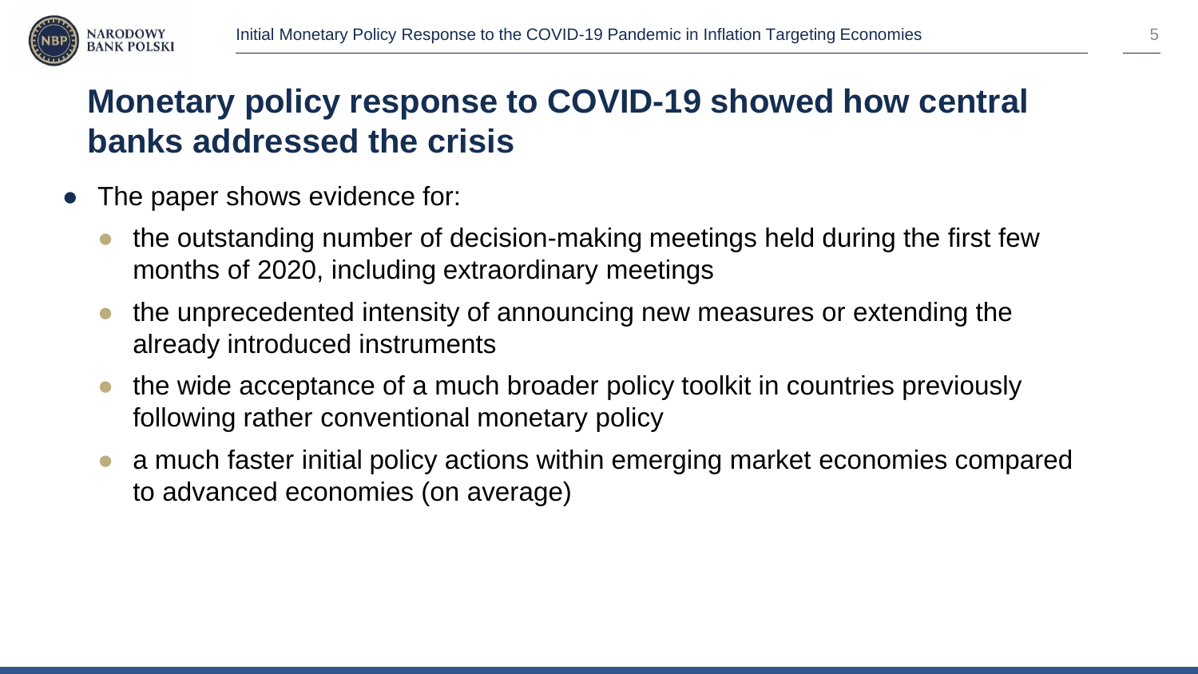# Monetary policy response to COVID-19 showed how central banks addressed the crisis

- The paper shows evidence for:
  - the outstanding number of decision-making meetings held during the first few months of 2020, including extraordinary meetings
  - the unprecedented intensity of announcing new measures or extending the already introduced instruments
  - the wide acceptance of a much broader policy toolkit in countries previously following rather conventional monetary policy
  - a much faster initial policy actions within emerging market economies compared to advanced economies (on average)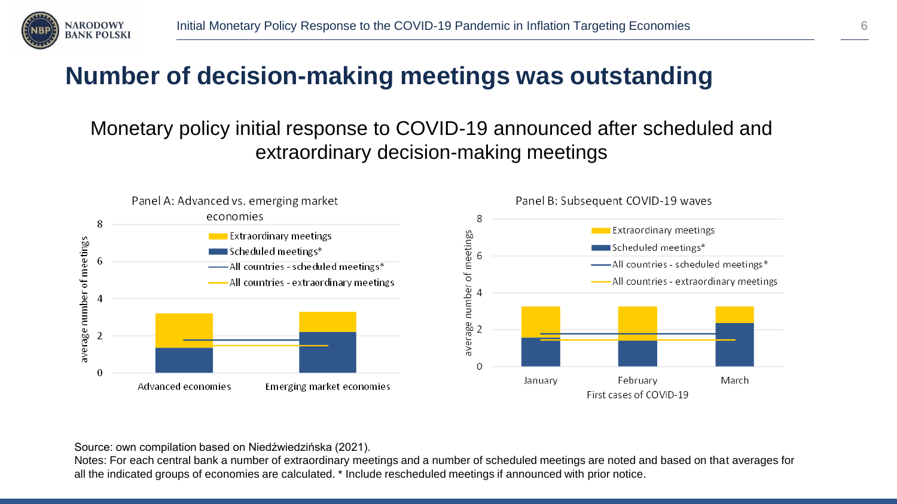# Number of decision-making meetings was outstanding

Monetary policy initial response to COVID-19 announced after scheduled and extraordinary decision-making meetings

Panel A: Advanced vs. emerging market economies

Panel B: Subsequent COVID-19 waves

Source: own compilation based on Niedźwiedzińska (2021).

Notes: For each central bank a number of extraordinary meetings and a number of scheduled meetings are noted and based on that averages for all the indicated groups of economies are calculated. * Include rescheduled meetings if announced with prior notice.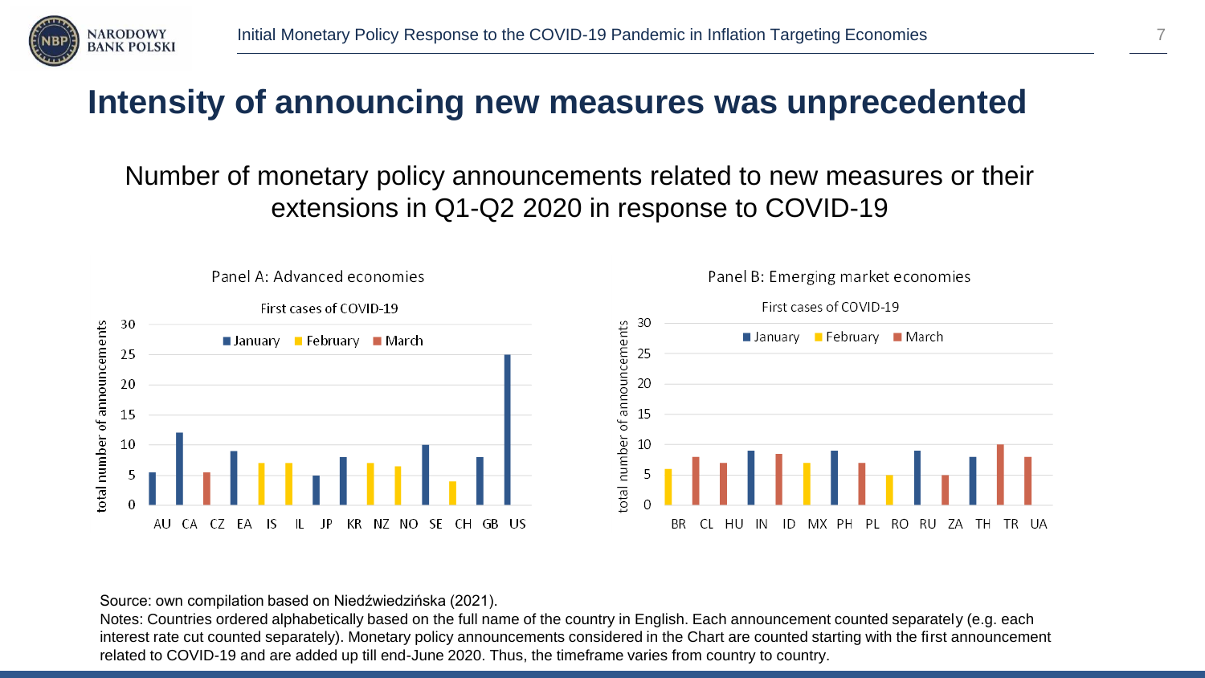# Intensity of announcing new measures was unprecedented

Number of monetary policy announcements related to new measures or their extensions in Q1-Q2 2020 in response to COVID-19

Panel A: Advanced economies

First cases of COVID-19

Panel B: Emerging market economies

First cases of COVID-19

Source: own compilation based on Niedźwiedzińska (2021).

Notes: Countries ordered alphabetically based on the full name of the country in English. Each announcement counted separately (e.g. each interest rate cut counted separately). Monetary policy announcements considered in the Chart are counted starting with the first announcement related to COVID-19 and are added up till end-June 2020. Thus, the timeframe varies from country to country.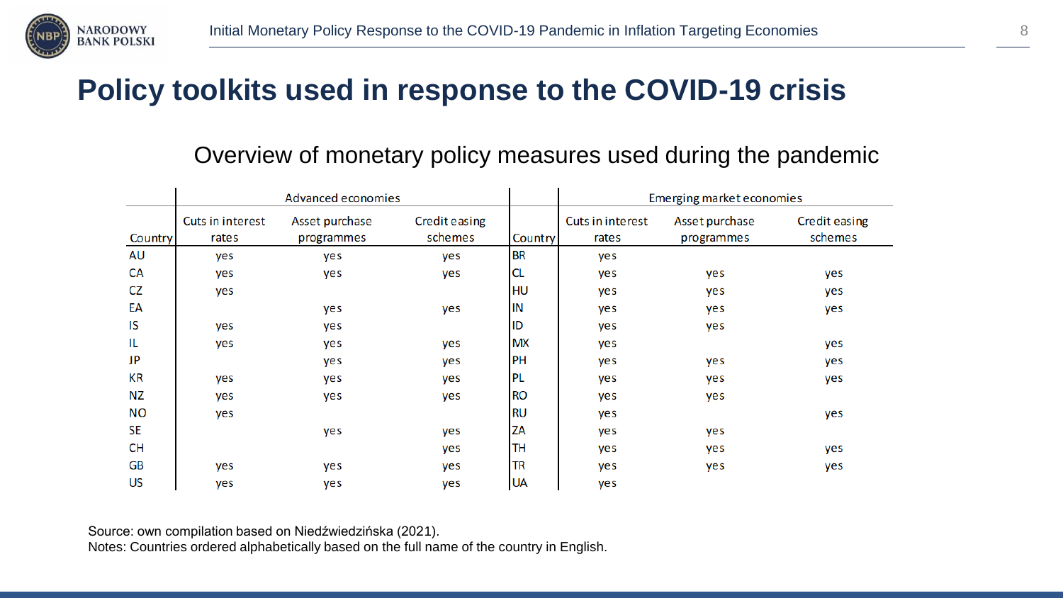# Policy toolkits used in response to the COVID-19 crisis

## Overview of monetary policy measures used during the pandemic

| | Advanced economies | | | | Emerging market economies | | |
|---|---|---|---|---|---|---|---|
| Country | Cuts in interest rates | Asset purchase programmes | Credit easing schemes | Country | Cuts in interest rates | Asset purchase programmes | Credit easing schemes |
| AU | yes | yes | yes | BR | yes | | |
| CA | yes | yes | yes | CL | yes | yes | yes |
| CZ | yes | | | HU | yes | yes | yes |
| EA | | yes | yes | IN | yes | yes | yes |
| IS | yes | yes | | ID | yes | yes | |
| IL | yes | yes | yes | MX | yes | | yes |
| JP | | yes | yes | PH | yes | yes | yes |
| KR | yes | yes | yes | PL | yes | yes | yes |
| NZ | yes | yes | yes | RO | yes | yes | |
| NO | yes | | | RU | yes | | yes |
| SE | | yes | yes | ZA | yes | yes | |
| CH | | | yes | TH | yes | yes | yes |
| GB | yes | yes | yes | TR | yes | yes | yes |
| US | yes | yes | yes | UA | yes | | |

Source: own compilation based on Niedźwiedzińska (2021).
Notes: Countries ordered alphabetically based on the full name of the country in English.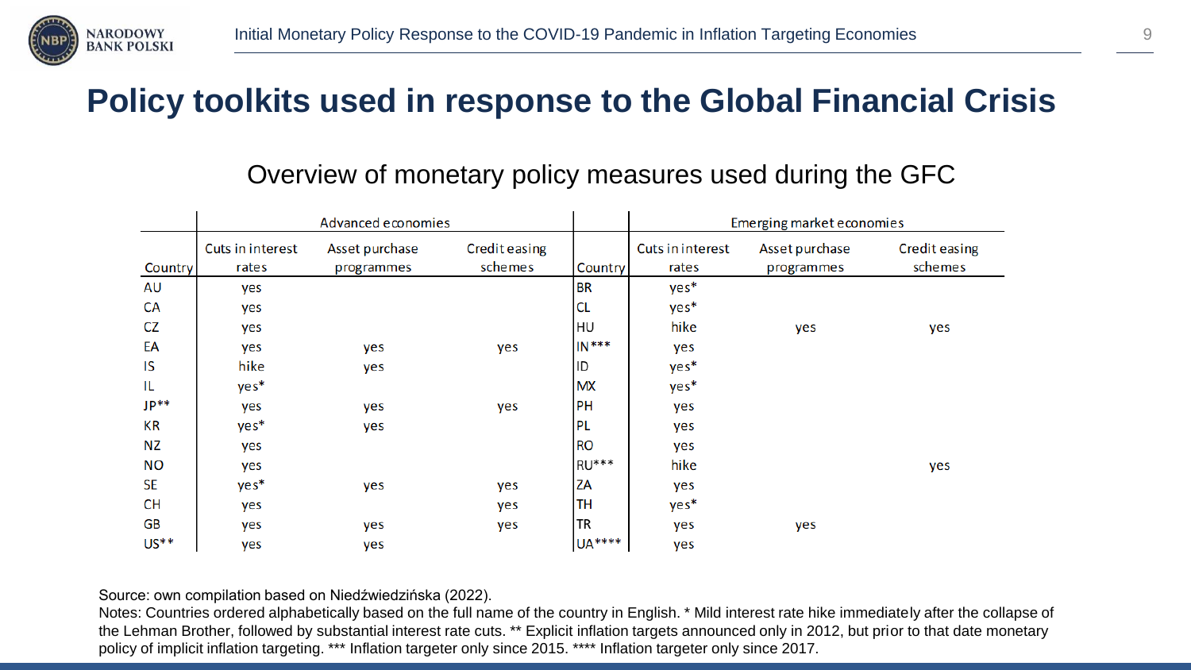# Policy toolkits used in response to the Global Financial Crisis

## Overview of monetary policy measures used during the GFC

| | Advanced economies | | | | Emerging market economies | | |
|---|---|---|---|---|---|---|---|
| Country | Cuts in interest rates | Asset purchase programmes | Credit easing schemes | Country | Cuts in interest rates | Asset purchase programmes | Credit easing schemes |
| AU | yes | | | BR | yes* | | |
| CA | yes | | | CL | yes* | | |
| CZ | yes | | | HU | hike | yes | yes |
| EA | yes | yes | yes | IN*** | yes | | |
| IS | hike | yes | | ID | yes* | | |
| IL | yes* | | | MX | yes* | | |
| JP** | yes | yes | yes | PH | yes | | |
| KR | yes* | yes | | PL | yes | | |
| NZ | yes | | | RO | yes | | |
| NO | yes | | | RU*** | hike | | yes |
| SE | yes* | yes | yes | ZA | yes | | |
| CH | yes | | yes | TH | yes* | | |
| GB | yes | yes | yes | TR | yes | yes | |
| US** | yes | yes | | UA**** | yes | | |

Source: own compilation based on Niedźwiedzińska (2022).

Notes: Countries ordered alphabetically based on the full name of the country in English. * Mild interest rate hike immediately after the collapse of the Lehman Brother, followed by substantial interest rate cuts. ** Explicit inflation targets announced only in 2012, but prior to that date monetary policy of implicit inflation targeting. *** Inflation targeter only since 2015. **** Inflation targeter only since 2017.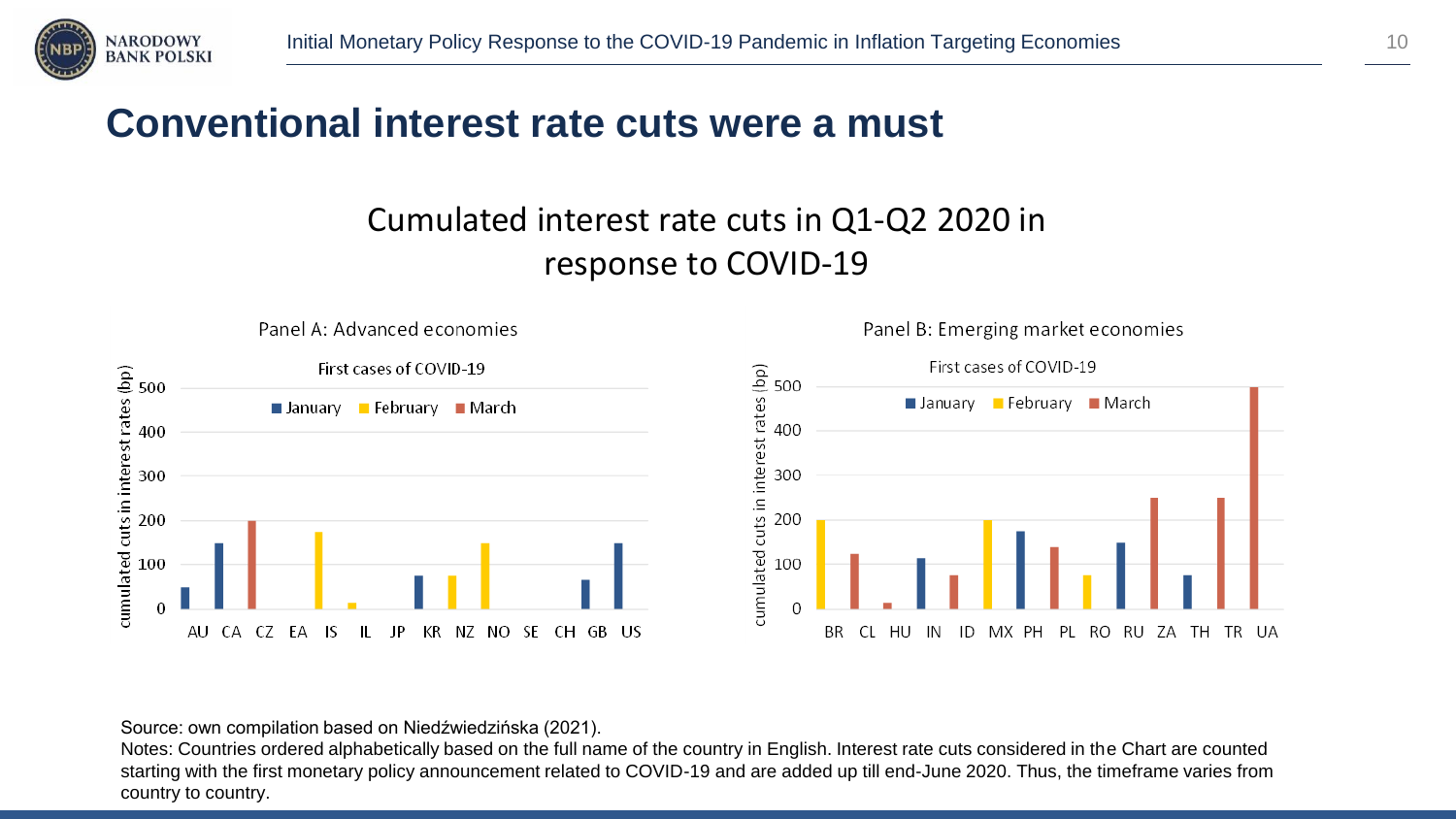# Conventional interest rate cuts were a must

## Cumulated interest rate cuts in Q1-Q2 2020 in response to COVID-19

Panel A: Advanced economies

First cases of COVID-19: January, February, March

cumulated cuts in interest rates (bp)

AU CA CZ EA IS IL JP KR NZ NO SE CH GB US

Panel B: Emerging market economies

First cases of COVID-19: January, February, March

cumulated cuts in interest rates (bp)

BR CL HU IN ID MX PH PL RO RU ZA TH TR UA

Source: own compilation based on Niedźwiedzińska (2021).

Notes: Countries ordered alphabetically based on the full name of the country in English. Interest rate cuts considered in the Chart are counted starting with the first monetary policy announcement related to COVID-19 and are added up till end-June 2020. Thus, the timeframe varies from country to country.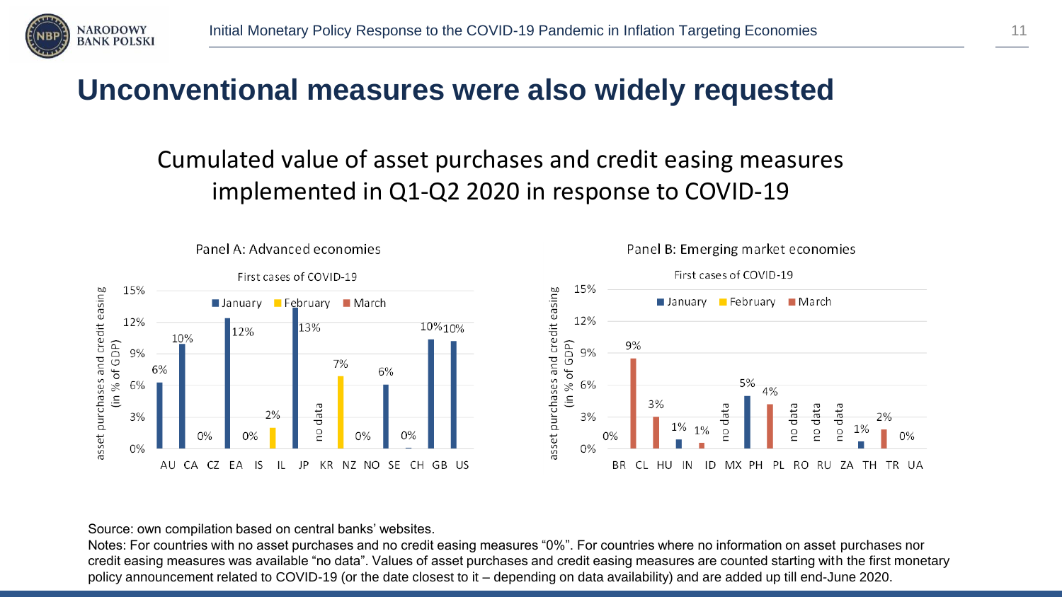# Unconventional measures were also widely requested

## Cumulated value of asset purchases and credit easing measures implemented in Q1-Q2 2020 in response to COVID-19

**Panel A: Advanced economies**

First cases of COVID-19: January, February, March

asset purchases and credit easing (in % of GDP)

| Country | Value |
|---|---|
| AU | 6% |
| CA | 10% |
| CZ | 0% |
| EA | 12% |
| IS | 0% |
| IL | 2% |
| JP | 13% |
| KR | no data |
| NZ | 7% |
| NO | 0% |
| SE | 6% |
| CH | 0% |
| GB | 10% |
| US | 10% |

**Panel B: Emerging market economies**

First cases of COVID-19: January, February, March

asset purchases and credit easing (in % of GDP)

| Country | Value |
|---|---|
| BR | 9% |
| CL | 3% |
| HU | 1% |
| IN | 1% |
| ID | no data |
| MX | 5% |
| PH | 4% |
| PL | no data |
| RO | no data |
| RU | no data |
| ZA | 1% |
| TH | 2% |
| TR | 0% |
| UA | 0% |

Source: own compilation based on central banks' websites.

Notes: For countries with no asset purchases and no credit easing measures "0%". For countries where no information on asset purchases nor credit easing measures was available "no data". Values of asset purchases and credit easing measures are counted starting with the first monetary policy announcement related to COVID-19 (or the date closest to it – depending on data availability) and are added up till end-June 2020.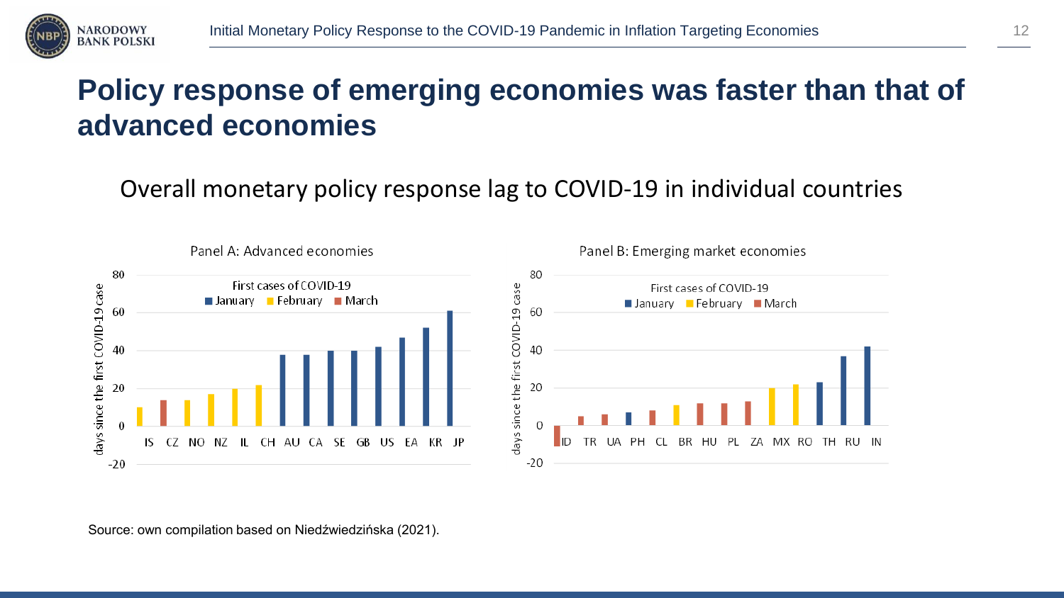# Policy response of emerging economies was faster than that of advanced economies

Overall monetary policy response lag to COVID-19 in individual countries

Panel A: Advanced economies

Panel B: Emerging market economies

Source: own compilation based on Niedźwiedzińska (2021).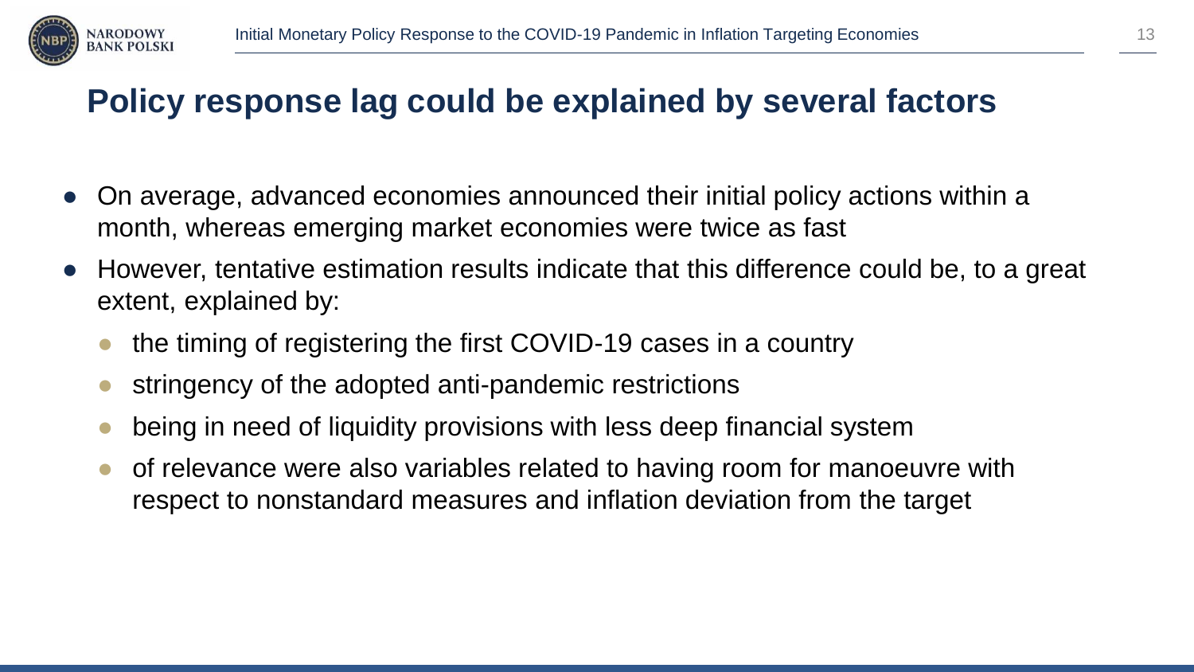## Policy response lag could be explained by several factors

- On average, advanced economies announced their initial policy actions within a month, whereas emerging market economies were twice as fast
- However, tentative estimation results indicate that this difference could be, to a great extent, explained by:
  - the timing of registering the first COVID-19 cases in a country
  - stringency of the adopted anti-pandemic restrictions
  - being in need of liquidity provisions with less deep financial system
  - of relevance were also variables related to having room for manoeuvre with respect to nonstandard measures and inflation deviation from the target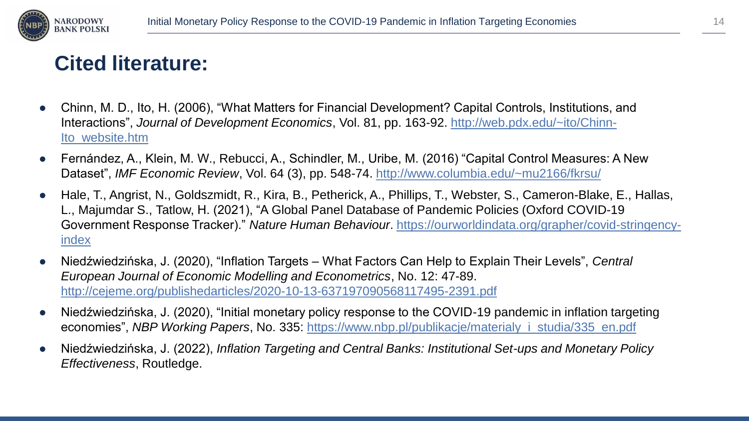# Cited literature:

- Chinn, M. D., Ito, H. (2006), "What Matters for Financial Development? Capital Controls, Institutions, and Interactions", *Journal of Development Economics*, Vol. 81, pp. 163-92. http://web.pdx.edu/~ito/Chinn-Ito_website.htm
- Fernández, A., Klein, M. W., Rebucci, A., Schindler, M., Uribe, M. (2016) "Capital Control Measures: A New Dataset", *IMF Economic Review*, Vol. 64 (3), pp. 548-74. http://www.columbia.edu/~mu2166/fkrsu/
- Hale, T., Angrist, N., Goldszmidt, R., Kira, B., Petherick, A., Phillips, T., Webster, S., Cameron-Blake, E., Hallas, L., Majumdar S., Tatlow, H. (2021), "A Global Panel Database of Pandemic Policies (Oxford COVID-19 Government Response Tracker)." *Nature Human Behaviour*. https://ourworldindata.org/grapher/covid-stringency-index
- Niedźwiedzińska, J. (2020), "Inflation Targets – What Factors Can Help to Explain Their Levels", *Central European Journal of Economic Modelling and Econometrics*, No. 12: 47-89. http://cejeme.org/publishedarticles/2020-10-13-637197090568117495-2391.pdf
- Niedźwiedzińska, J. (2020), "Initial monetary policy response to the COVID-19 pandemic in inflation targeting economies", *NBP Working Papers*, No. 335: https://www.nbp.pl/publikacje/materialy_i_studia/335_en.pdf
- Niedźwiedzińska, J. (2022), *Inflation Targeting and Central Banks: Institutional Set-ups and Monetary Policy Effectiveness*, Routledge.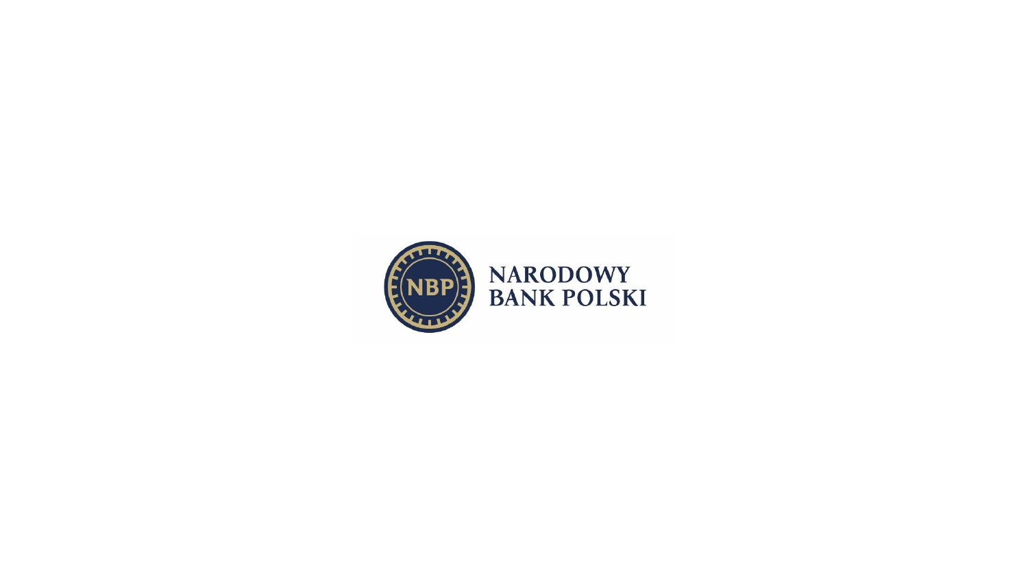NBP

NARODOWY
BANK POLSKI